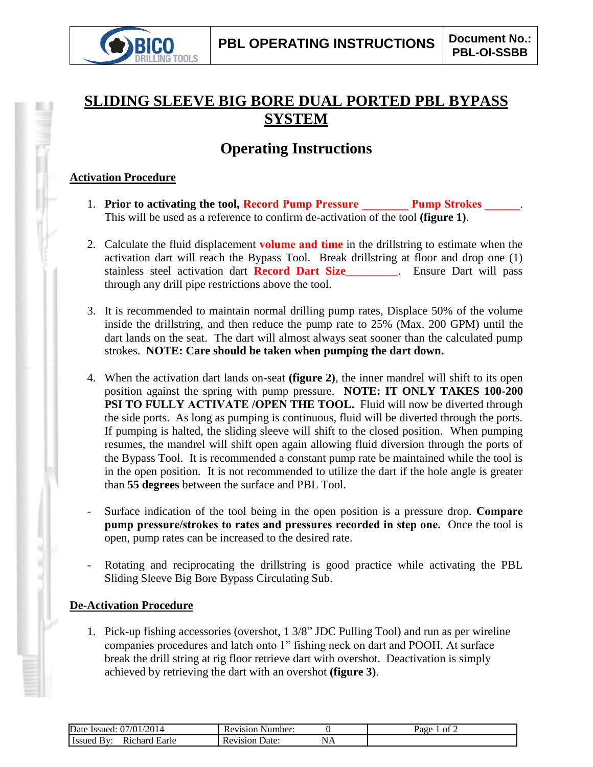# SLIDING SLEEVE BIG BORE DUAL PORTED PBL BYPASS SYSTEM

## Operating Instructions

**Activation Procedure**

1. **Prior to activating the tool, Record Pump Pressure ________ Pump Strokes ______**. This will be used as a reference to confirm de-activation of the tool **(figure 1)**.

2. Calculate the fluid displacement **volume and time** in the drillstring to estimate when the activation dart will reach the Bypass Tool. Break drillstring at floor and drop one (1) stainless steel activation dart **Record Dart Size_________**. Ensure Dart will pass through any drill pipe restrictions above the tool.

3. It is recommended to maintain normal drilling pump rates, Displace 50% of the volume inside the drillstring, and then reduce the pump rate to 25% (Max. 200 GPM) until the dart lands on the seat. The dart will almost always seat sooner than the calculated pump strokes. **NOTE: Care should be taken when pumping the dart down.**

4. When the activation dart lands on-seat **(figure 2)**, the inner mandrel will shift to its open position against the spring with pump pressure. **NOTE: IT ONLY TAKES 100-200 PSI TO FULLY ACTIVATE /OPEN THE TOOL.** Fluid will now be diverted through the side ports. As long as pumping is continuous, fluid will be diverted through the ports. If pumping is halted, the sliding sleeve will shift to the closed position. When pumping resumes, the mandrel will shift open again allowing fluid diversion through the ports of the Bypass Tool. It is recommended a constant pump rate be maintained while the tool is in the open position. It is not recommended to utilize the dart if the hole angle is greater than **55 degrees** between the surface and PBL Tool.

- Surface indication of the tool being in the open position is a pressure drop. **Compare pump pressure/strokes to rates and pressures recorded in step one.** Once the tool is open, pump rates can be increased to the desired rate.

- Rotating and reciprocating the drillstring is good practice while activating the PBL Sliding Sleeve Big Bore Bypass Circulating Sub.

**De-Activation Procedure**

1. Pick-up fishing accessories (overshot, 1 3/8" JDC Pulling Tool) and run as per wireline companies procedures and latch onto 1" fishing neck on dart and POOH. At surface break the drill string at rig floor retrieve dart with overshot. Deactivation is simply achieved by retrieving the dart with an overshot **(figure 3)**.

| Date Issued: 07/01/2014 | Revision Number: 0 | |
|---|---|---|
| Issued By: Richard Earle | Revision Date: NA | |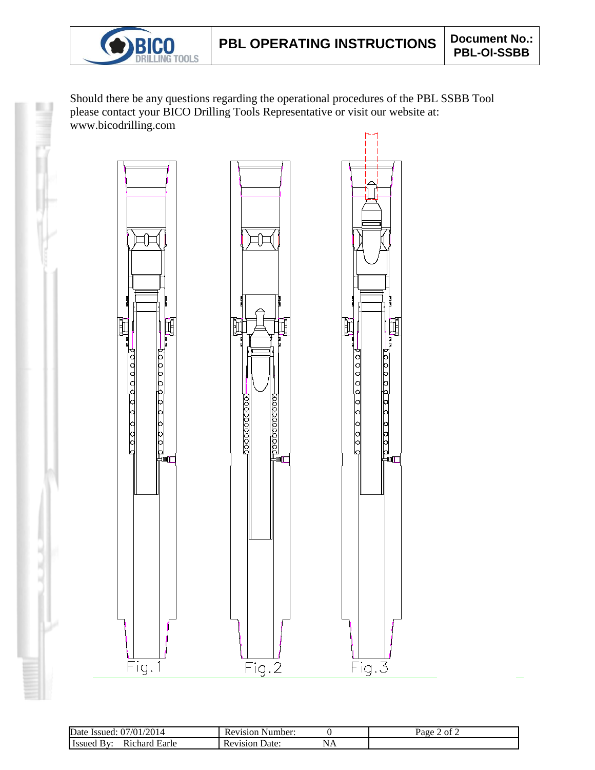Should there be any questions regarding the operational procedures of the PBL SSBB Tool please contact your BICO Drilling Tools Representative or visit our website at: www.bicodrilling.com

Fig.1

Fig.2

Fig.3